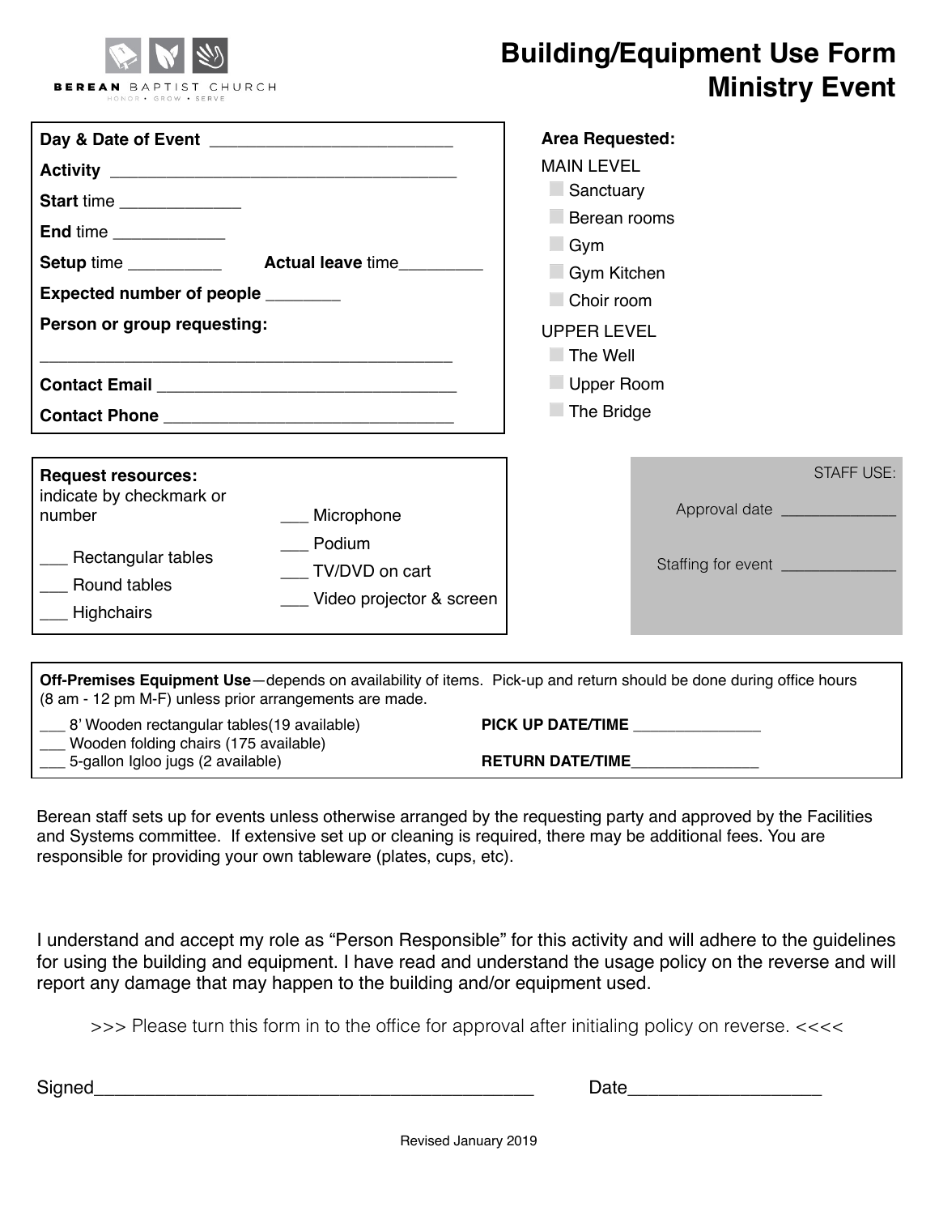**BEREAN** BAPTIST CHURCH
HONOR • GROW • SERVE

# Building/Equipment Use Form
# Ministry Event

**Day & Date of Event** ___________________________

**Activity** _______________________________________

**Start** time _____________

**End** time ____________

**Setup** time __________ **Actual leave** time_________

**Expected number of people** ________

**Person or group requesting:**

_____________________________________________

**Contact Email** _________________________________

**Contact Phone** ________________________________

**Area Requested:**

MAIN LEVEL
- ☐ Sanctuary
- ☐ Berean rooms
- ☐ Gym
- ☐ Gym Kitchen
- ☐ Choir room

UPPER LEVEL
- ☐ The Well
- ☐ Upper Room
- ☐ The Bridge

**Request resources:**
indicate by checkmark or number

___ Rectangular tables
___ Round tables
___ Highchairs
___ Microphone
___ Podium
___ TV/DVD on cart
___ Video projector & screen

STAFF USE:

Approval date _____________

Staffing for event _____________

**Off-Premises Equipment Use**—depends on availability of items. Pick-up and return should be done during office hours (8 am - 12 pm M-F) unless prior arrangements are made.

___ 8' Wooden rectangular tables(19 available)
___ Wooden folding chairs (175 available)
___ 5-gallon Igloo jugs (2 available)

**PICK UP DATE/TIME** _______________

**RETURN DATE/TIME**_______________

Berean staff sets up for events unless otherwise arranged by the requesting party and approved by the Facilities and Systems committee. If extensive set up or cleaning is required, there may be additional fees. You are responsible for providing your own tableware (plates, cups, etc).

I understand and accept my role as "Person Responsible" for this activity and will adhere to the guidelines for using the building and equipment. I have read and understand the usage policy on the reverse and will report any damage that may happen to the building and/or equipment used.

>>> Please turn this form in to the office for approval after initialing policy on reverse. <<<<

Signed_____________________________________________ Date___________________

Revised January 2019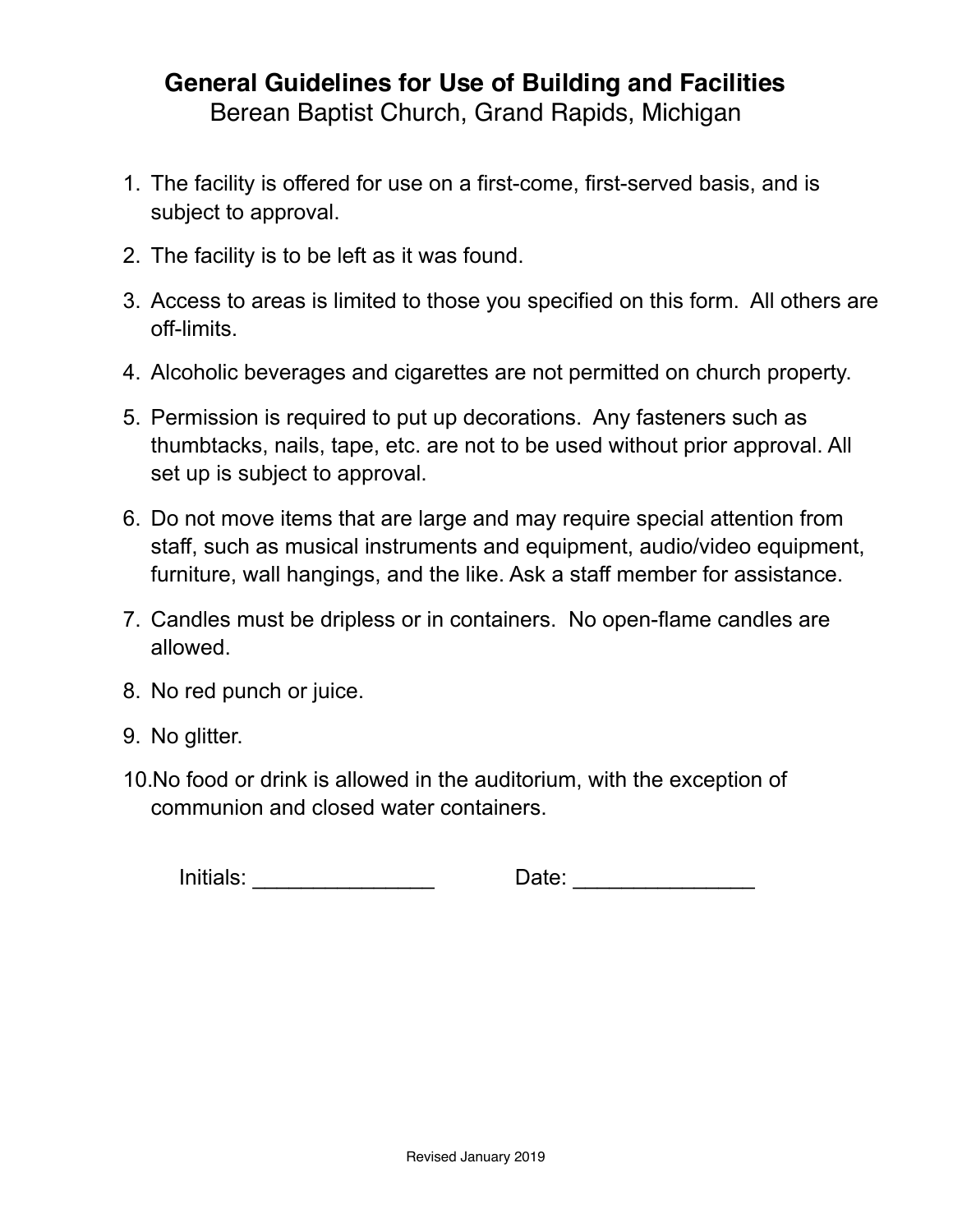## General Guidelines for Use of Building and Facilities

Berean Baptist Church, Grand Rapids, Michigan

1. The facility is offered for use on a first-come, first-served basis, and is subject to approval.
2. The facility is to be left as it was found.
3. Access to areas is limited to those you specified on this form. All others are off-limits.
4. Alcoholic beverages and cigarettes are not permitted on church property.
5. Permission is required to put up decorations. Any fasteners such as thumbtacks, nails, tape, etc. are not to be used without prior approval. All set up is subject to approval.
6. Do not move items that are large and may require special attention from staff, such as musical instruments and equipment, audio/video equipment, furniture, wall hangings, and the like. Ask a staff member for assistance.
7. Candles must be dripless or in containers. No open-flame candles are allowed.
8. No red punch or juice.
9. No glitter.
10. No food or drink is allowed in the auditorium, with the exception of communion and closed water containers.

Initials: _______________ Date: _______________

Revised January 2019